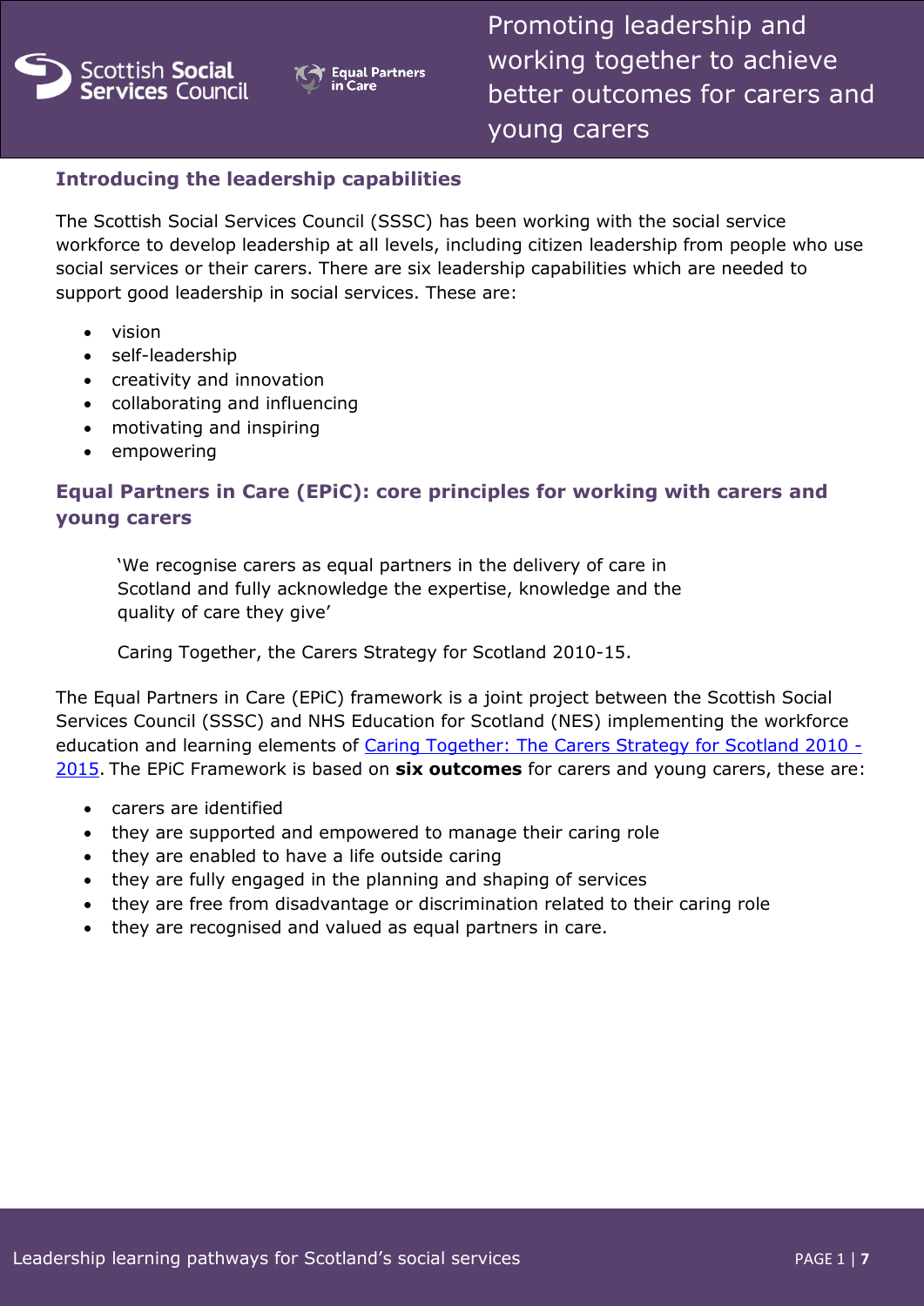Promoting leadership and working together to achieve better outcomes for carers and young carers

## Introducing the leadership capabilities

The Scottish Social Services Council (SSSC) has been working with the social service workforce to develop leadership at all levels, including citizen leadership from people who use social services or their carers. There are six leadership capabilities which are needed to support good leadership in social services. These are:

- vision
- self-leadership
- creativity and innovation
- collaborating and influencing
- motivating and inspiring
- empowering

## Equal Partners in Care (EPiC): core principles for working with carers and young carers

> 'We recognise carers as equal partners in the delivery of care in Scotland and fully acknowledge the expertise, knowledge and the quality of care they give'
>
> Caring Together, the Carers Strategy for Scotland 2010-15.

The Equal Partners in Care (EPiC) framework is a joint project between the Scottish Social Services Council (SSSC) and NHS Education for Scotland (NES) implementing the workforce education and learning elements of Caring Together: The Carers Strategy for Scotland 2010 - 2015. The EPiC Framework is based on **six outcomes** for carers and young carers, these are:

- carers are identified
- they are supported and empowered to manage their caring role
- they are enabled to have a life outside caring
- they are fully engaged in the planning and shaping of services
- they are free from disadvantage or discrimination related to their caring role
- they are recognised and valued as equal partners in care.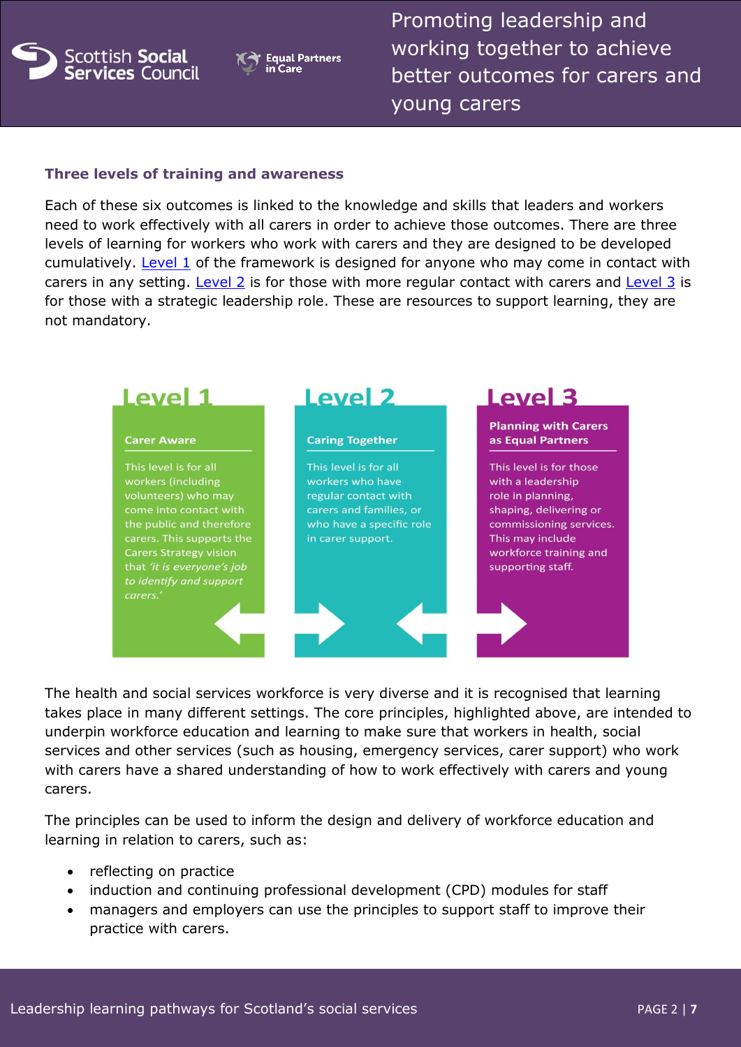### Three levels of training and awareness

Each of these six outcomes is linked to the knowledge and skills that leaders and workers need to work effectively with all carers in order to achieve those outcomes. There are three levels of learning for workers who work with carers and they are designed to be developed cumulatively. Level 1 of the framework is designed for anyone who may come in contact with carers in any setting. Level 2 is for those with more regular contact with carers and Level 3 is for those with a strategic leadership role. These are resources to support learning, they are not mandatory.

**Level 1**

**Carer Aware**

This level is for all workers (including volunteers) who may come into contact with the public and therefore carers. This supports the Carers Strategy vision that *'it is everyone's job to identify and support carers.'*

**Level 2**

**Caring Together**

This level is for all workers who have regular contact with carers and families, or who have a specific role in carer support.

**Level 3**

**Planning with Carers as Equal Partners**

This level is for those with a leadership role in planning, shaping, delivering or commissioning services. This may include workforce training and supporting staff.

The health and social services workforce is very diverse and it is recognised that learning takes place in many different settings. The core principles, highlighted above, are intended to underpin workforce education and learning to make sure that workers in health, social services and other services (such as housing, emergency services, carer support) who work with carers have a shared understanding of how to work effectively with carers and young carers.

The principles can be used to inform the design and delivery of workforce education and learning in relation to carers, such as:

- reflecting on practice
- induction and continuing professional development (CPD) modules for staff
- managers and employers can use the principles to support staff to improve their practice with carers.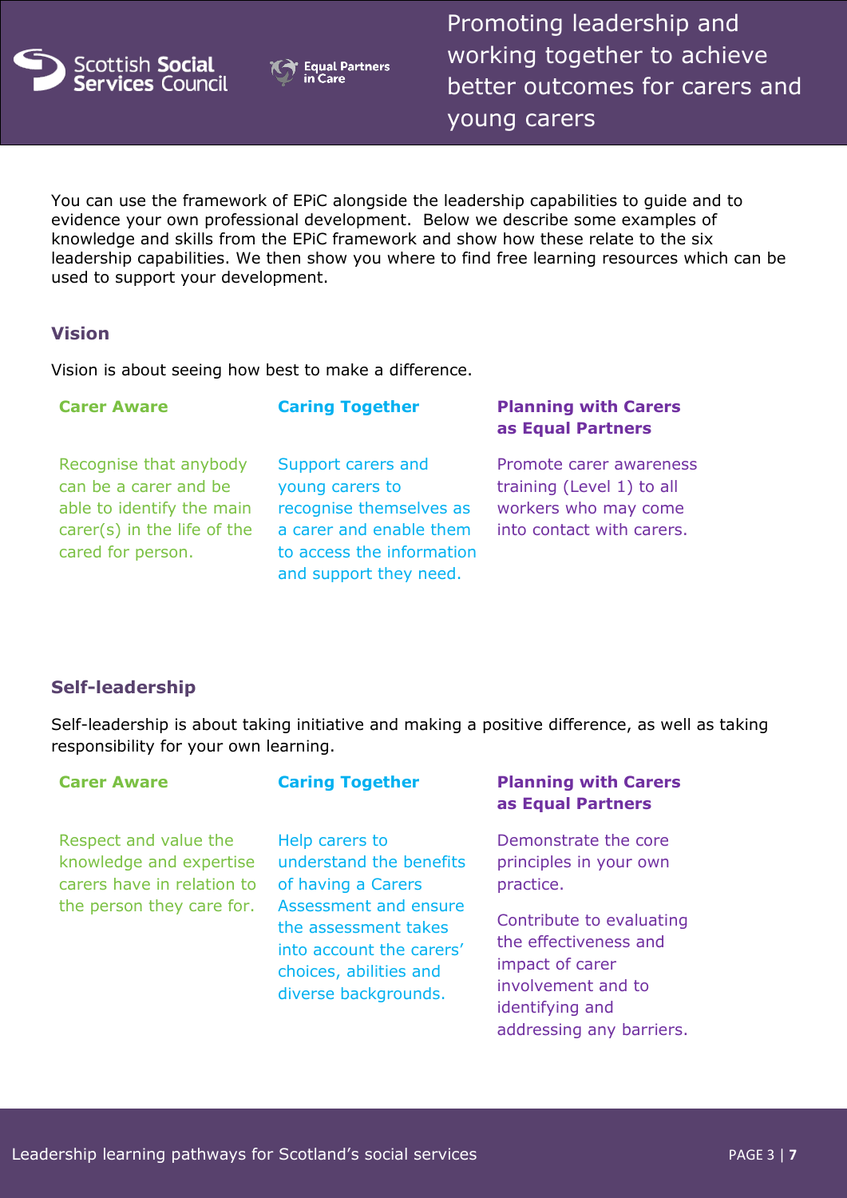You can use the framework of EPiC alongside the leadership capabilities to guide and to evidence your own professional development. Below we describe some examples of knowledge and skills from the EPiC framework and show how these relate to the six leadership capabilities. We then show you where to find free learning resources which can be used to support your development.

## Vision

Vision is about seeing how best to make a difference.

| Carer Aware | Caring Together | Planning with Carers as Equal Partners |
|---|---|---|
| Recognise that anybody can be a carer and be able to identify the main carer(s) in the life of the cared for person. | Support carers and young carers to recognise themselves as a carer and enable them to access the information and support they need. | Promote carer awareness training (Level 1) to all workers who may come into contact with carers. |

## Self-leadership

Self-leadership is about taking initiative and making a positive difference, as well as taking responsibility for your own learning.

| Carer Aware | Caring Together | Planning with Carers as Equal Partners |
|---|---|---|
| Respect and value the knowledge and expertise carers have in relation to the person they care for. | Help carers to understand the benefits of having a Carers Assessment and ensure the assessment takes into account the carers' choices, abilities and diverse backgrounds. | Demonstrate the core principles in your own practice.<br><br>Contribute to evaluating the effectiveness and impact of carer involvement and to identifying and addressing any barriers. |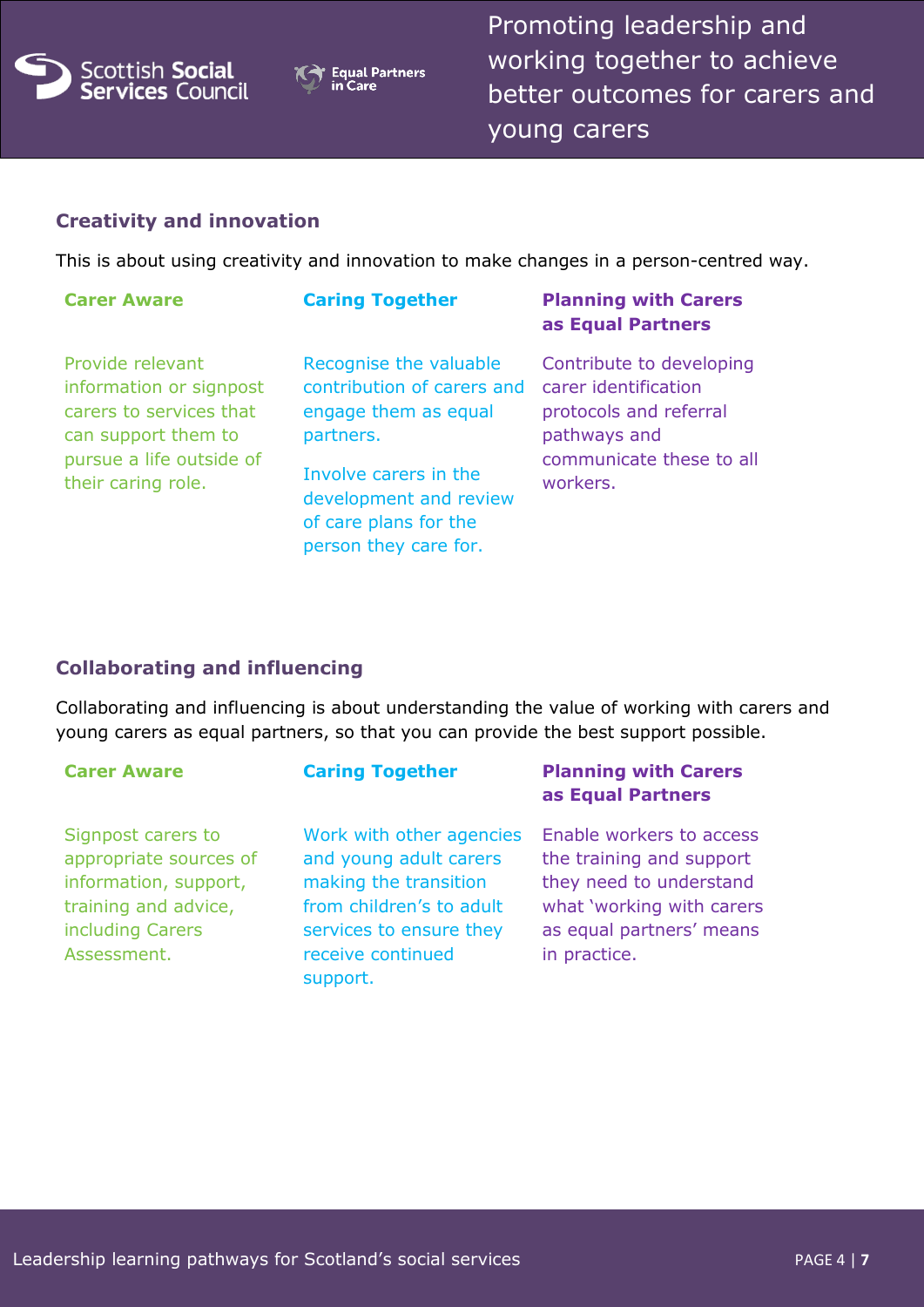## Creativity and innovation

This is about using creativity and innovation to make changes in a person-centred way.

| Carer Aware | Caring Together | Planning with Carers as Equal Partners |
| --- | --- | --- |
| Provide relevant information or signpost carers to services that can support them to pursue a life outside of their caring role. | Recognise the valuable contribution of carers and engage them as equal partners.<br><br>Involve carers in the development and review of care plans for the person they care for. | Contribute to developing carer identification protocols and referral pathways and communicate these to all workers. |

## Collaborating and influencing

Collaborating and influencing is about understanding the value of working with carers and young carers as equal partners, so that you can provide the best support possible.

| Carer Aware | Caring Together | Planning with Carers as Equal Partners |
| --- | --- | --- |
| Signpost carers to appropriate sources of information, support, training and advice, including Carers Assessment. | Work with other agencies and young adult carers making the transition from children's to adult services to ensure they receive continued support. | Enable workers to access the training and support they need to understand what 'working with carers as equal partners' means in practice. |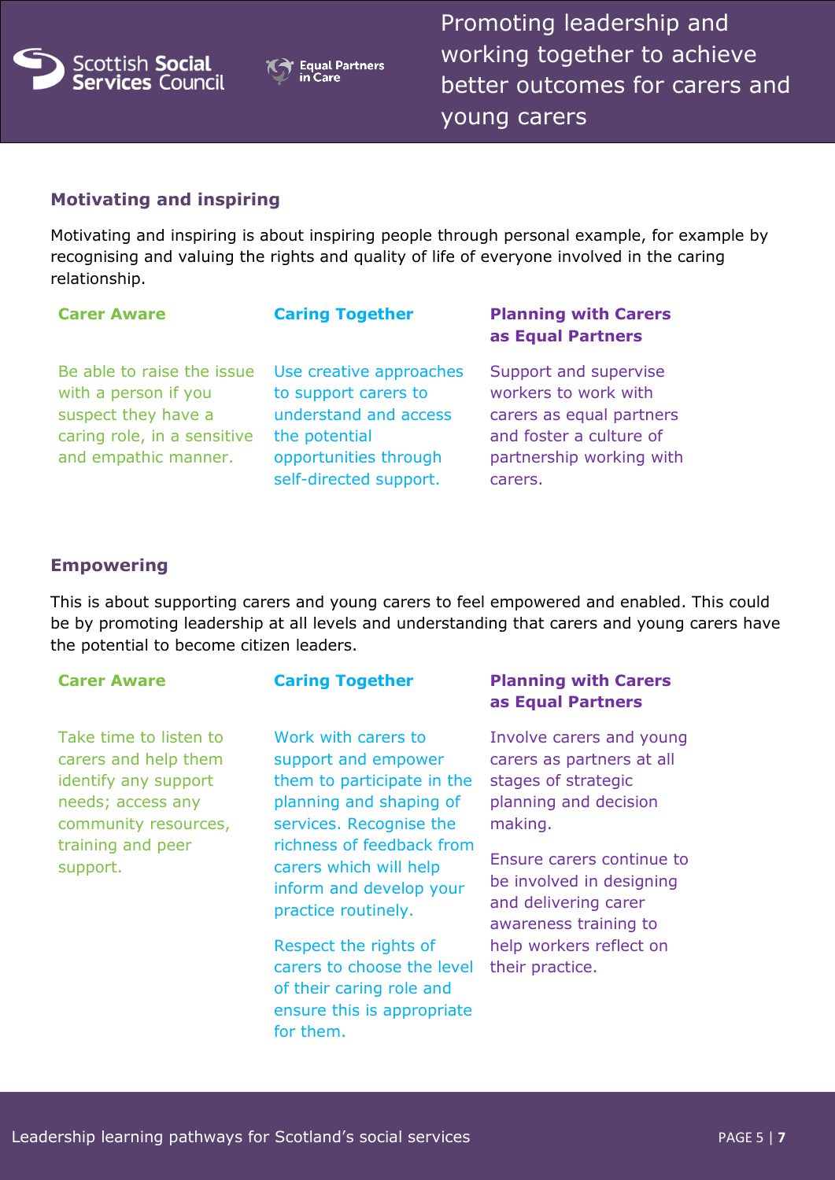## Motivating and inspiring

Motivating and inspiring is about inspiring people through personal example, for example by recognising and valuing the rights and quality of life of everyone involved in the caring relationship.

| Carer Aware | Caring Together | Planning with Carers as Equal Partners |
|---|---|---|
| Be able to raise the issue with a person if you suspect they have a caring role, in a sensitive and empathic manner. | Use creative approaches to support carers to understand and access the potential opportunities through self-directed support. | Support and supervise workers to work with carers as equal partners and foster a culture of partnership working with carers. |

## Empowering

This is about supporting carers and young carers to feel empowered and enabled. This could be by promoting leadership at all levels and understanding that carers and young carers have the potential to become citizen leaders.

| Carer Aware | Caring Together | Planning with Carers as Equal Partners |
|---|---|---|
| Take time to listen to carers and help them identify any support needs; access any community resources, training and peer support. | Work with carers to support and empower them to participate in the planning and shaping of services. Recognise the richness of feedback from carers which will help inform and develop your practice routinely.<br><br>Respect the rights of carers to choose the level of their caring role and ensure this is appropriate for them. | Involve carers and young carers as partners at all stages of strategic planning and decision making.<br><br>Ensure carers continue to be involved in designing and delivering carer awareness training to help workers reflect on their practice. |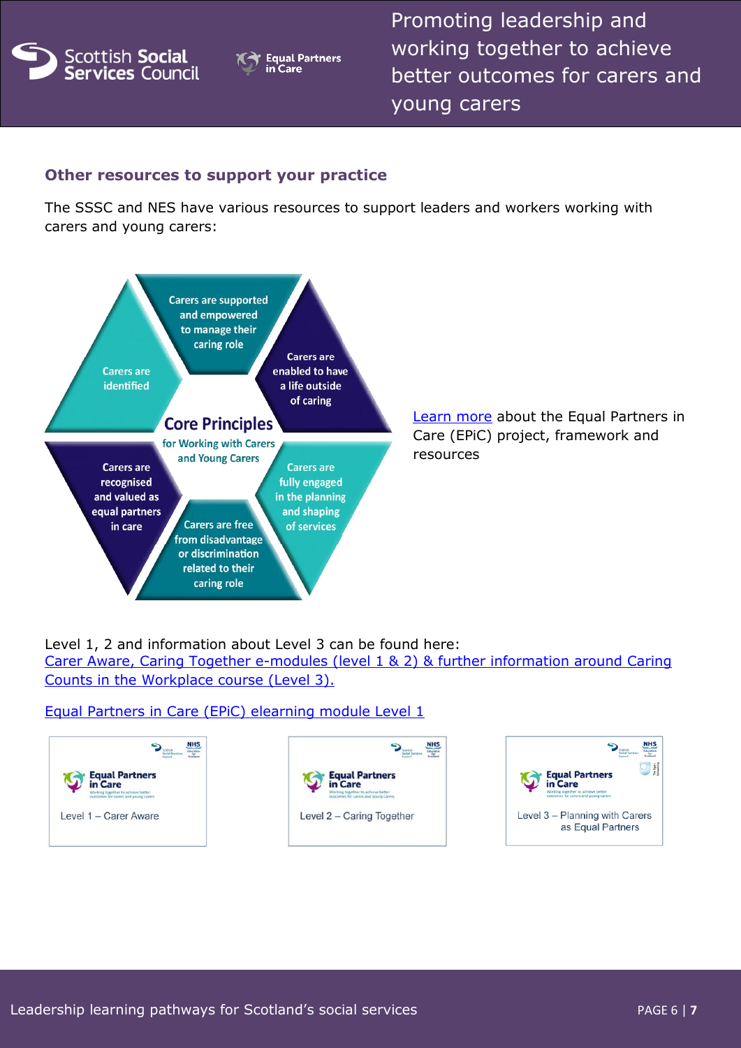## Other resources to support your practice

The SSSC and NES have various resources to support leaders and workers working with carers and young carers:

**Core Principles** for Working with Carers and Young Carers

- Carers are identified
- Carers are supported and empowered to manage their caring role
- Carers are enabled to have a life outside of caring
- Carers are fully engaged in the planning and shaping of services
- Carers are free from disadvantage or discrimination related to their caring role
- Carers are recognised and valued as equal partners in care

Learn more about the Equal Partners in Care (EPiC) project, framework and resources

Level 1, 2 and information about Level 3 can be found here:
Carer Aware, Caring Together e-modules (level 1 & 2) & further information around Caring Counts in the Workplace course (Level 3).

Equal Partners in Care (EPiC) elearning module Level 1

- Equal Partners in Care – Level 1 – Carer Aware
- Equal Partners in Care – Level 2 – Caring Together
- Equal Partners in Care – Level 3 – Planning with Carers as Equal Partners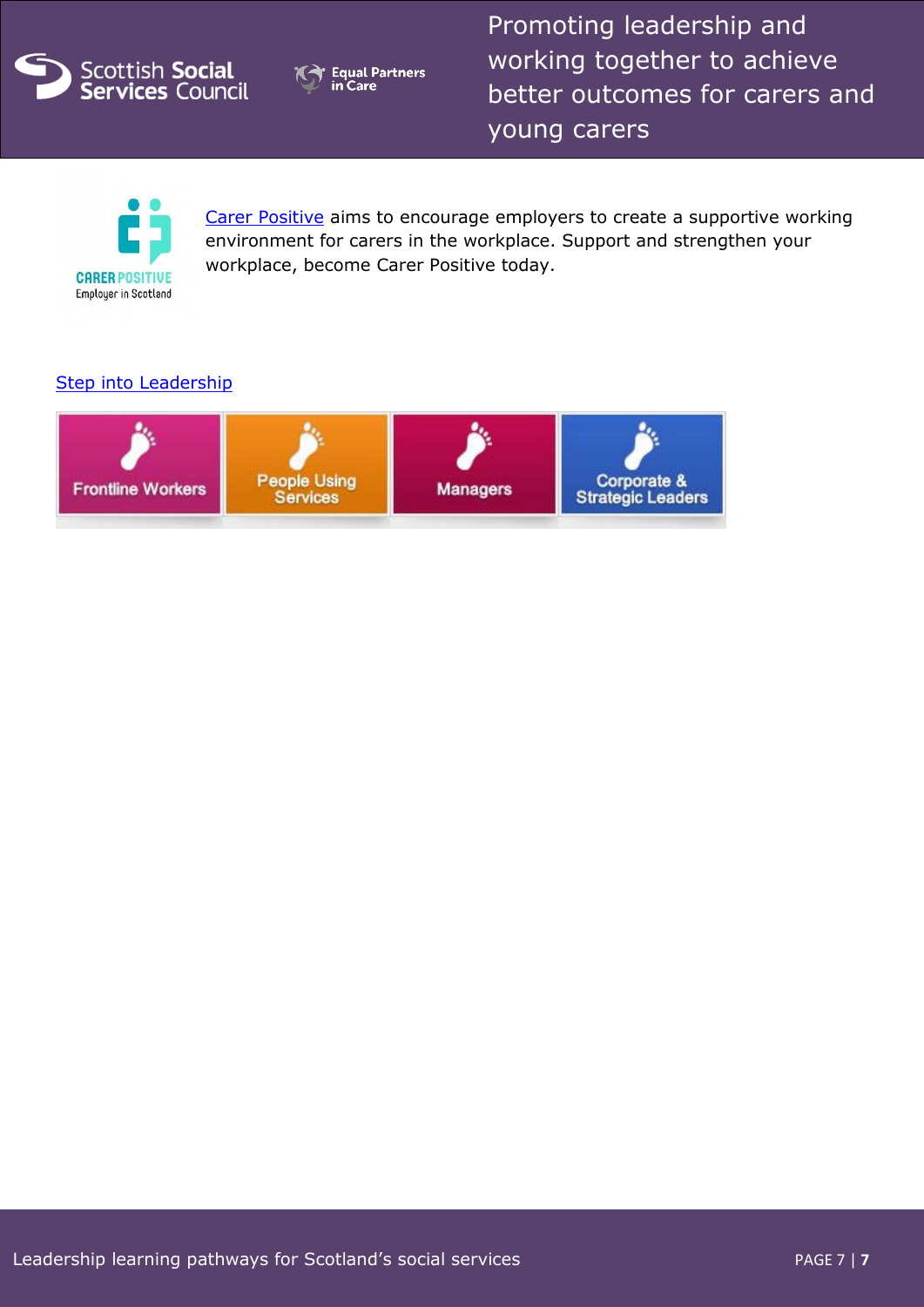Carer Positive aims to encourage employers to create a supportive working environment for carers in the workplace. Support and strengthen your workplace, become Carer Positive today.

Step into Leadership

Frontline Workers

People Using Services

Managers

Corporate & Strategic Leaders